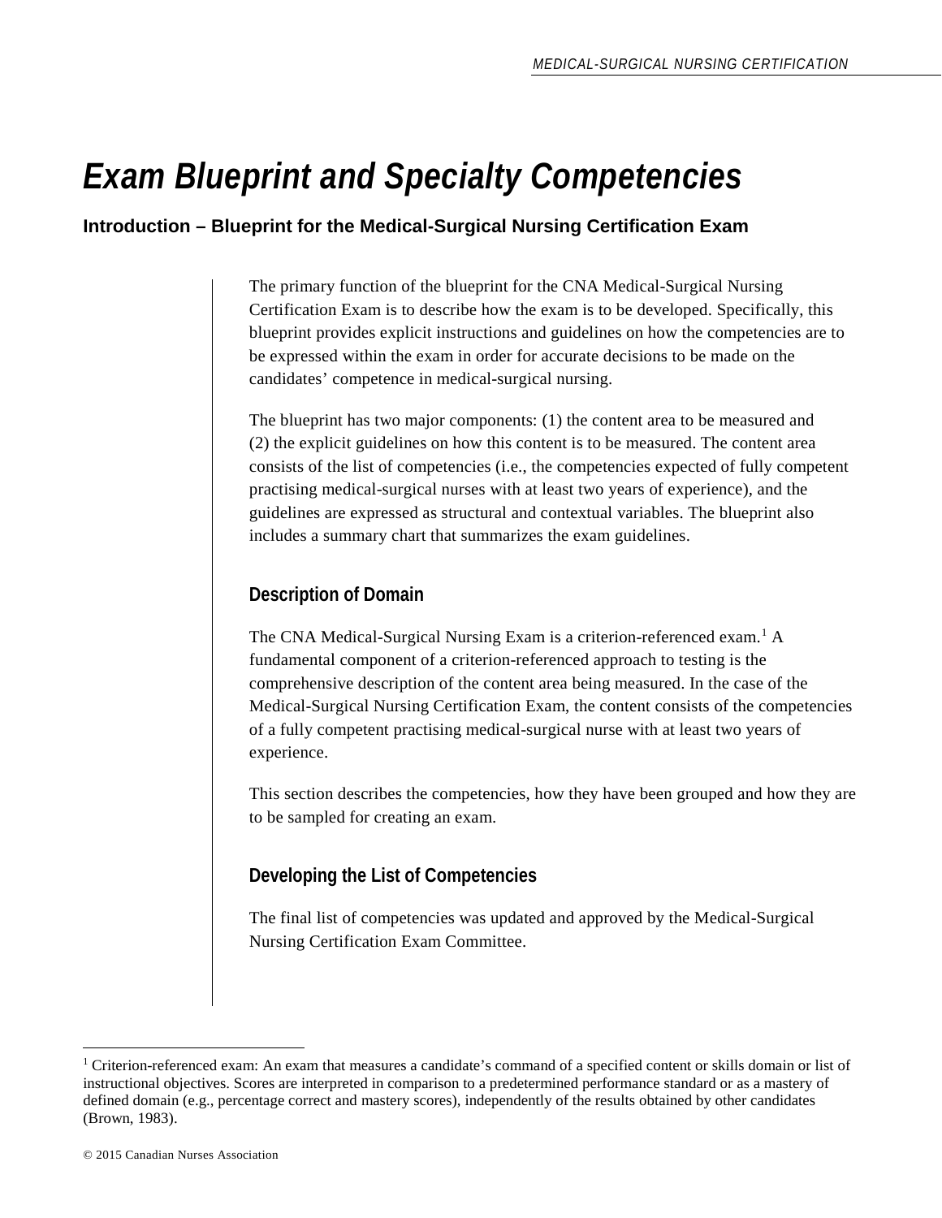# Exam Blueprint and Specialty Competencies

## Introduction – Blueprint for the Medical-Surgical Nursing Certification Exam

The primary function of the blueprint for the CNA Medical-Surgical Nursing Certification Exam is to describe how the exam is to be developed. Specifically, this blueprint provides explicit instructions and guidelines on how the competencies are to be expressed within the exam in order for accurate decisions to be made on the candidates' competence in medical-surgical nursing.

The blueprint has two major components: (1) the content area to be measured and (2) the explicit guidelines on how this content is to be measured. The content area consists of the list of competencies (i.e., the competencies expected of fully competent practising medical-surgical nurses with at least two years of experience), and the guidelines are expressed as structural and contextual variables. The blueprint also includes a summary chart that summarizes the exam guidelines.

### Description of Domain

The CNA Medical-Surgical Nursing Exam is a criterion-referenced exam.[1] A fundamental component of a criterion-referenced approach to testing is the comprehensive description of the content area being measured. In the case of the Medical-Surgical Nursing Certification Exam, the content consists of the competencies of a fully competent practising medical-surgical nurse with at least two years of experience.

This section describes the competencies, how they have been grouped and how they are to be sampled for creating an exam.

### Developing the List of Competencies

The final list of competencies was updated and approved by the Medical-Surgical Nursing Certification Exam Committee.

[1] Criterion-referenced exam: An exam that measures a candidate's command of a specified content or skills domain or list of instructional objectives. Scores are interpreted in comparison to a predetermined performance standard or as a mastery of defined domain (e.g., percentage correct and mastery scores), independently of the results obtained by other candidates (Brown, 1983).

© 2015 Canadian Nurses Association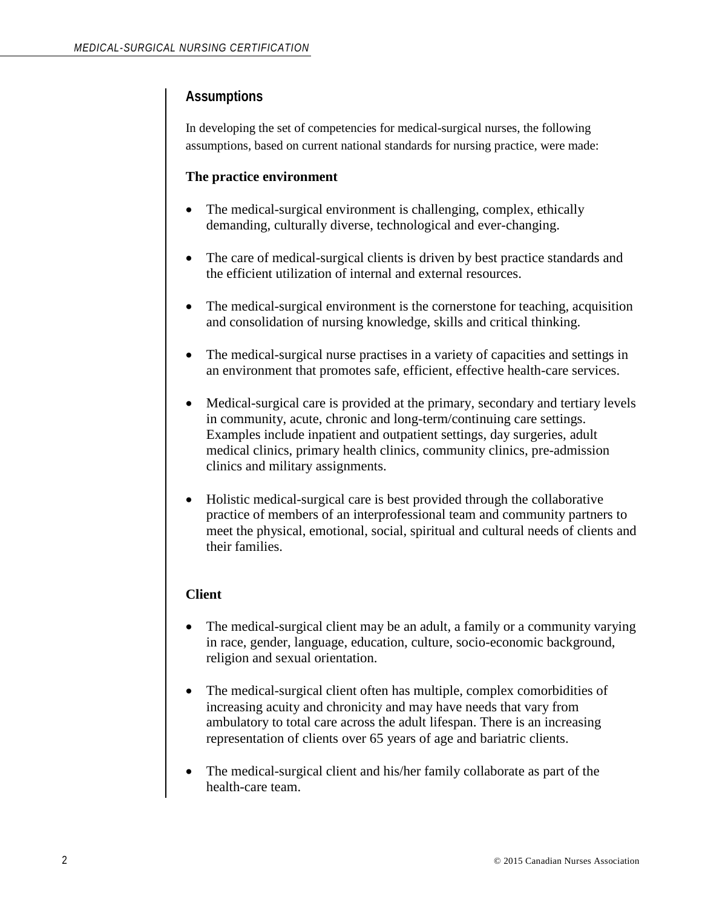## Assumptions

In developing the set of competencies for medical-surgical nurses, the following assumptions, based on current national standards for nursing practice, were made:

### The practice environment

- The medical-surgical environment is challenging, complex, ethically demanding, culturally diverse, technological and ever-changing.
- The care of medical-surgical clients is driven by best practice standards and the efficient utilization of internal and external resources.
- The medical-surgical environment is the cornerstone for teaching, acquisition and consolidation of nursing knowledge, skills and critical thinking.
- The medical-surgical nurse practises in a variety of capacities and settings in an environment that promotes safe, efficient, effective health-care services.
- Medical-surgical care is provided at the primary, secondary and tertiary levels in community, acute, chronic and long-term/continuing care settings. Examples include inpatient and outpatient settings, day surgeries, adult medical clinics, primary health clinics, community clinics, pre-admission clinics and military assignments.
- Holistic medical-surgical care is best provided through the collaborative practice of members of an interprofessional team and community partners to meet the physical, emotional, social, spiritual and cultural needs of clients and their families.

### Client

- The medical-surgical client may be an adult, a family or a community varying in race, gender, language, education, culture, socio-economic background, religion and sexual orientation.
- The medical-surgical client often has multiple, complex comorbidities of increasing acuity and chronicity and may have needs that vary from ambulatory to total care across the adult lifespan. There is an increasing representation of clients over 65 years of age and bariatric clients.
- The medical-surgical client and his/her family collaborate as part of the health-care team.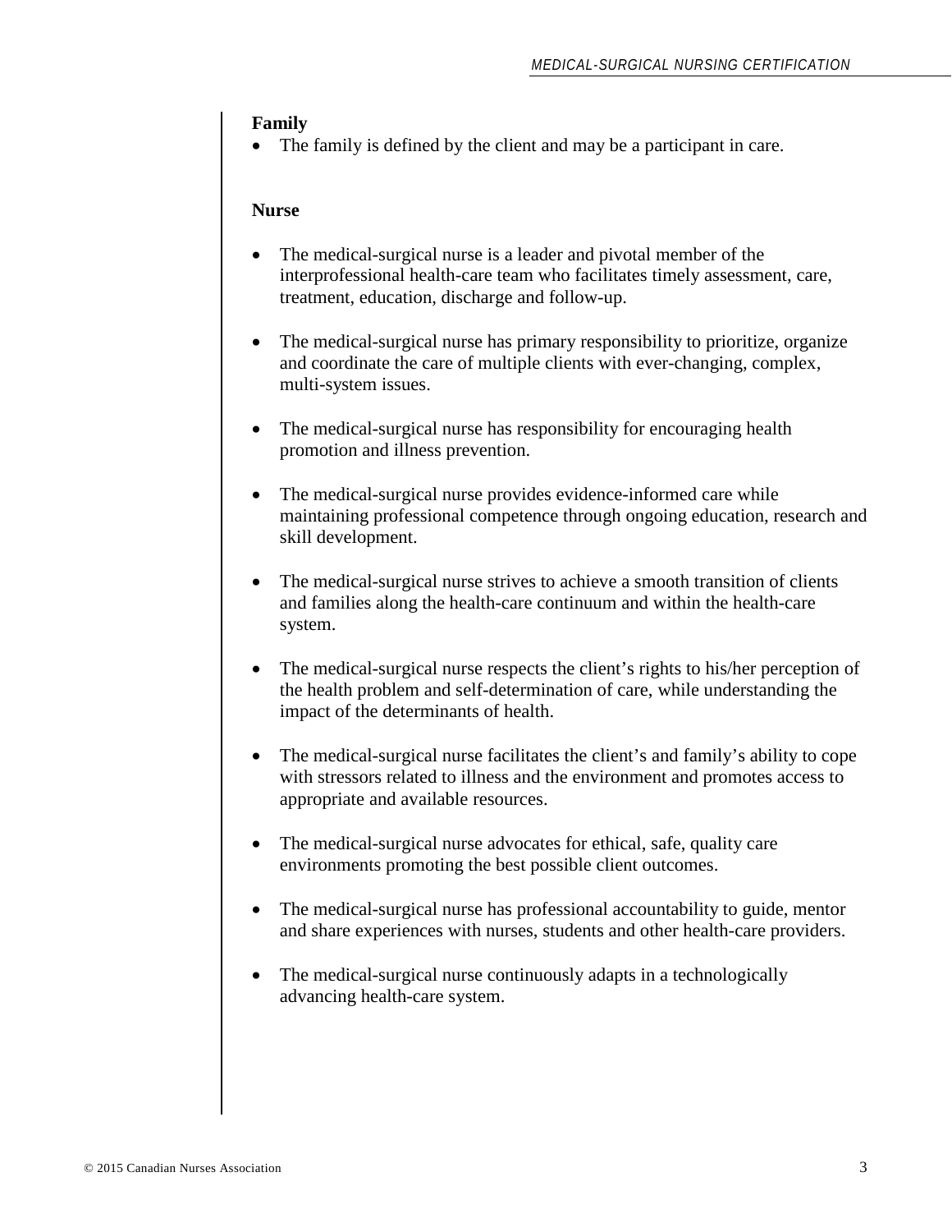**Family**

- The family is defined by the client and may be a participant in care.

**Nurse**

- The medical-surgical nurse is a leader and pivotal member of the interprofessional health-care team who facilitates timely assessment, care, treatment, education, discharge and follow-up.
- The medical-surgical nurse has primary responsibility to prioritize, organize and coordinate the care of multiple clients with ever-changing, complex, multi-system issues.
- The medical-surgical nurse has responsibility for encouraging health promotion and illness prevention.
- The medical-surgical nurse provides evidence-informed care while maintaining professional competence through ongoing education, research and skill development.
- The medical-surgical nurse strives to achieve a smooth transition of clients and families along the health-care continuum and within the health-care system.
- The medical-surgical nurse respects the client's rights to his/her perception of the health problem and self-determination of care, while understanding the impact of the determinants of health.
- The medical-surgical nurse facilitates the client's and family's ability to cope with stressors related to illness and the environment and promotes access to appropriate and available resources.
- The medical-surgical nurse advocates for ethical, safe, quality care environments promoting the best possible client outcomes.
- The medical-surgical nurse has professional accountability to guide, mentor and share experiences with nurses, students and other health-care providers.
- The medical-surgical nurse continuously adapts in a technologically advancing health-care system.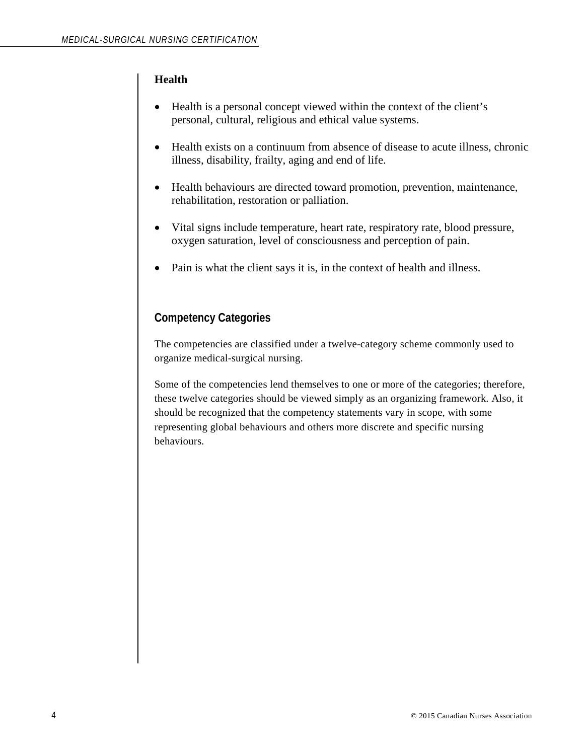### Health

- Health is a personal concept viewed within the context of the client's personal, cultural, religious and ethical value systems.
- Health exists on a continuum from absence of disease to acute illness, chronic illness, disability, frailty, aging and end of life.
- Health behaviours are directed toward promotion, prevention, maintenance, rehabilitation, restoration or palliation.
- Vital signs include temperature, heart rate, respiratory rate, blood pressure, oxygen saturation, level of consciousness and perception of pain.
- Pain is what the client says it is, in the context of health and illness.

## Competency Categories

The competencies are classified under a twelve-category scheme commonly used to organize medical-surgical nursing.

Some of the competencies lend themselves to one or more of the categories; therefore, these twelve categories should be viewed simply as an organizing framework. Also, it should be recognized that the competency statements vary in scope, with some representing global behaviours and others more discrete and specific nursing behaviours.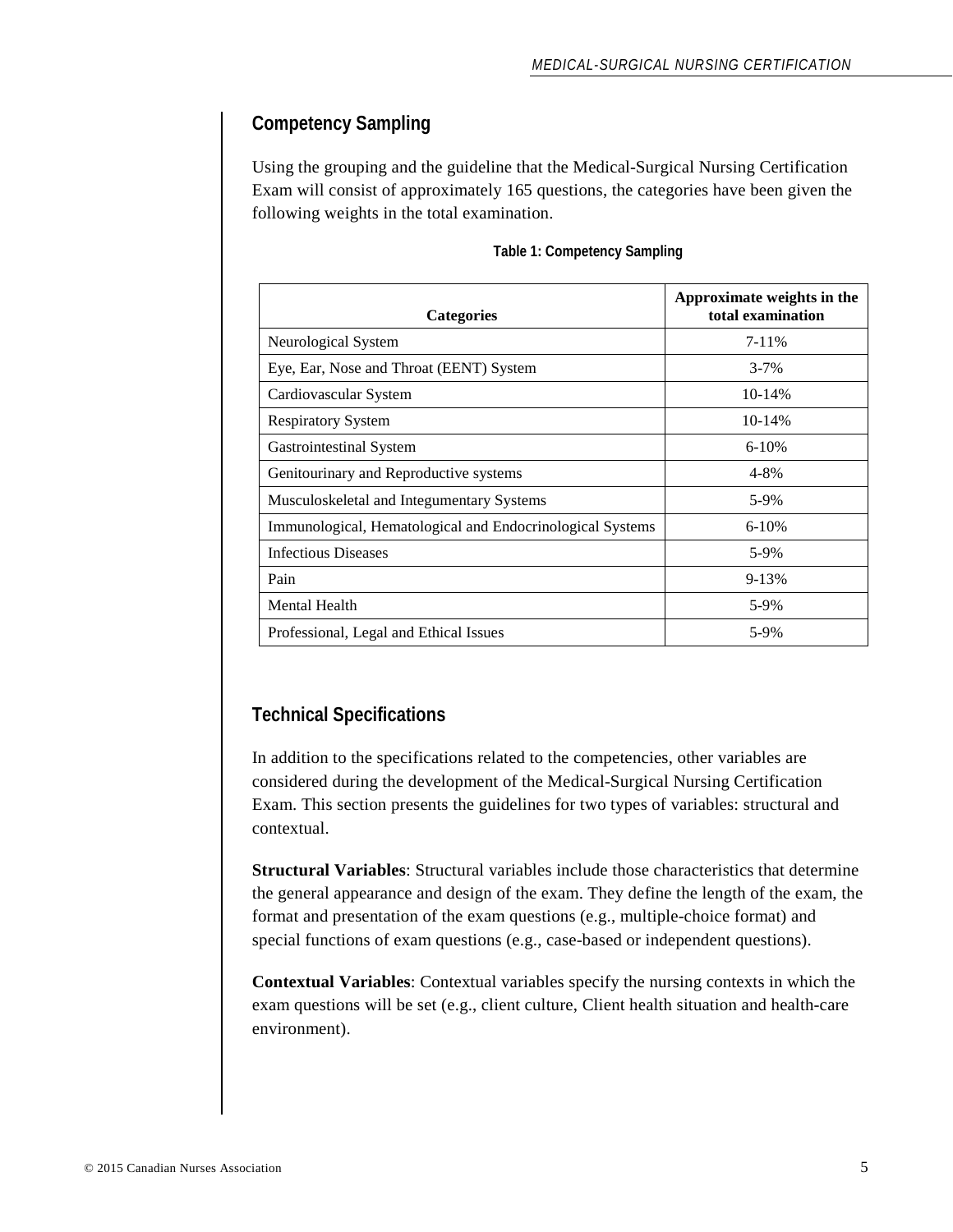## Competency Sampling

Using the grouping and the guideline that the Medical-Surgical Nursing Certification Exam will consist of approximately 165 questions, the categories have been given the following weights in the total examination.

**Table 1: Competency Sampling**

| Categories | Approximate weights in the total examination |
|---|---|
| Neurological System | 7-11% |
| Eye, Ear, Nose and Throat (EENT) System | 3-7% |
| Cardiovascular System | 10-14% |
| Respiratory System | 10-14% |
| Gastrointestinal System | 6-10% |
| Genitourinary and Reproductive systems | 4-8% |
| Musculoskeletal and Integumentary Systems | 5-9% |
| Immunological, Hematological and Endocrinological Systems | 6-10% |
| Infectious Diseases | 5-9% |
| Pain | 9-13% |
| Mental Health | 5-9% |
| Professional, Legal and Ethical Issues | 5-9% |

## Technical Specifications

In addition to the specifications related to the competencies, other variables are considered during the development of the Medical-Surgical Nursing Certification Exam. This section presents the guidelines for two types of variables: structural and contextual.

**Structural Variables**: Structural variables include those characteristics that determine the general appearance and design of the exam. They define the length of the exam, the format and presentation of the exam questions (e.g., multiple-choice format) and special functions of exam questions (e.g., case-based or independent questions).

**Contextual Variables**: Contextual variables specify the nursing contexts in which the exam questions will be set (e.g., client culture, Client health situation and health-care environment).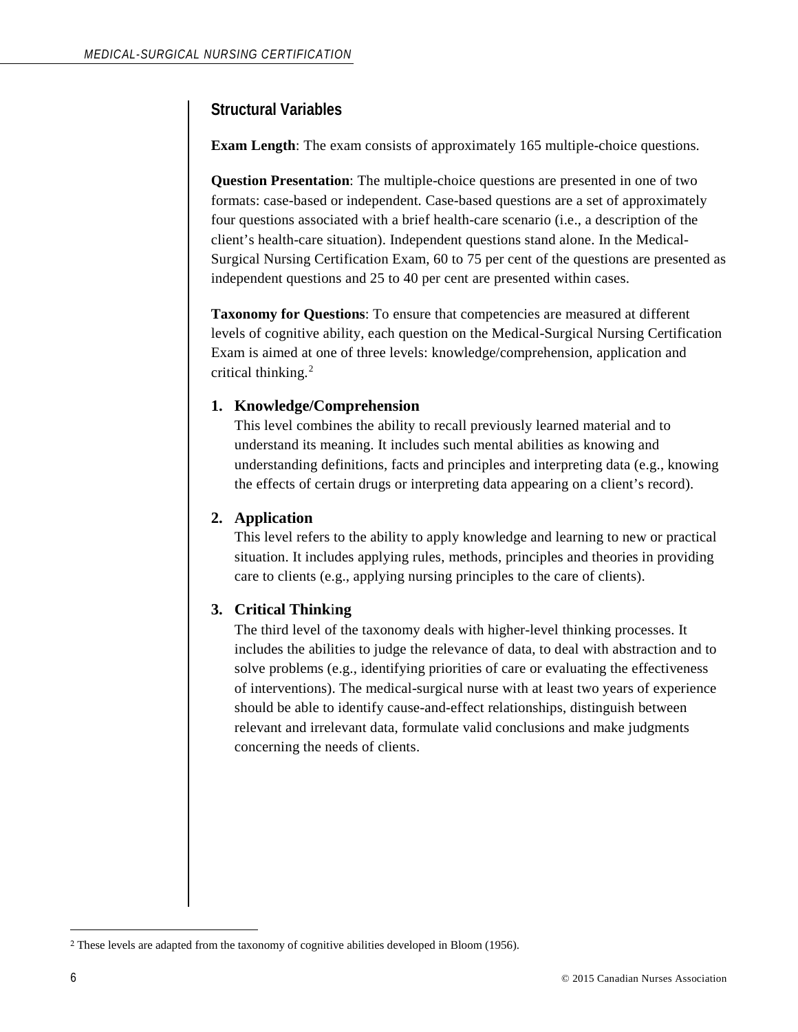## Structural Variables

**Exam Length**: The exam consists of approximately 165 multiple-choice questions.

**Question Presentation**: The multiple-choice questions are presented in one of two formats: case-based or independent. Case-based questions are a set of approximately four questions associated with a brief health-care scenario (i.e., a description of the client's health-care situation). Independent questions stand alone. In the Medical-Surgical Nursing Certification Exam, 60 to 75 per cent of the questions are presented as independent questions and 25 to 40 per cent are presented within cases.

**Taxonomy for Questions**: To ensure that competencies are measured at different levels of cognitive ability, each question on the Medical-Surgical Nursing Certification Exam is aimed at one of three levels: knowledge/comprehension, application and critical thinking.[2]

1. **Knowledge/Comprehension**
   This level combines the ability to recall previously learned material and to understand its meaning. It includes such mental abilities as knowing and understanding definitions, facts and principles and interpreting data (e.g., knowing the effects of certain drugs or interpreting data appearing on a client's record).

2. **Application**
   This level refers to the ability to apply knowledge and learning to new or practical situation. It includes applying rules, methods, principles and theories in providing care to clients (e.g., applying nursing principles to the care of clients).

3. **Critical Thinking**
   The third level of the taxonomy deals with higher-level thinking processes. It includes the abilities to judge the relevance of data, to deal with abstraction and to solve problems (e.g., identifying priorities of care or evaluating the effectiveness of interventions). The medical-surgical nurse with at least two years of experience should be able to identify cause-and-effect relationships, distinguish between relevant and irrelevant data, formulate valid conclusions and make judgments concerning the needs of clients.

---

[2] These levels are adapted from the taxonomy of cognitive abilities developed in Bloom (1956).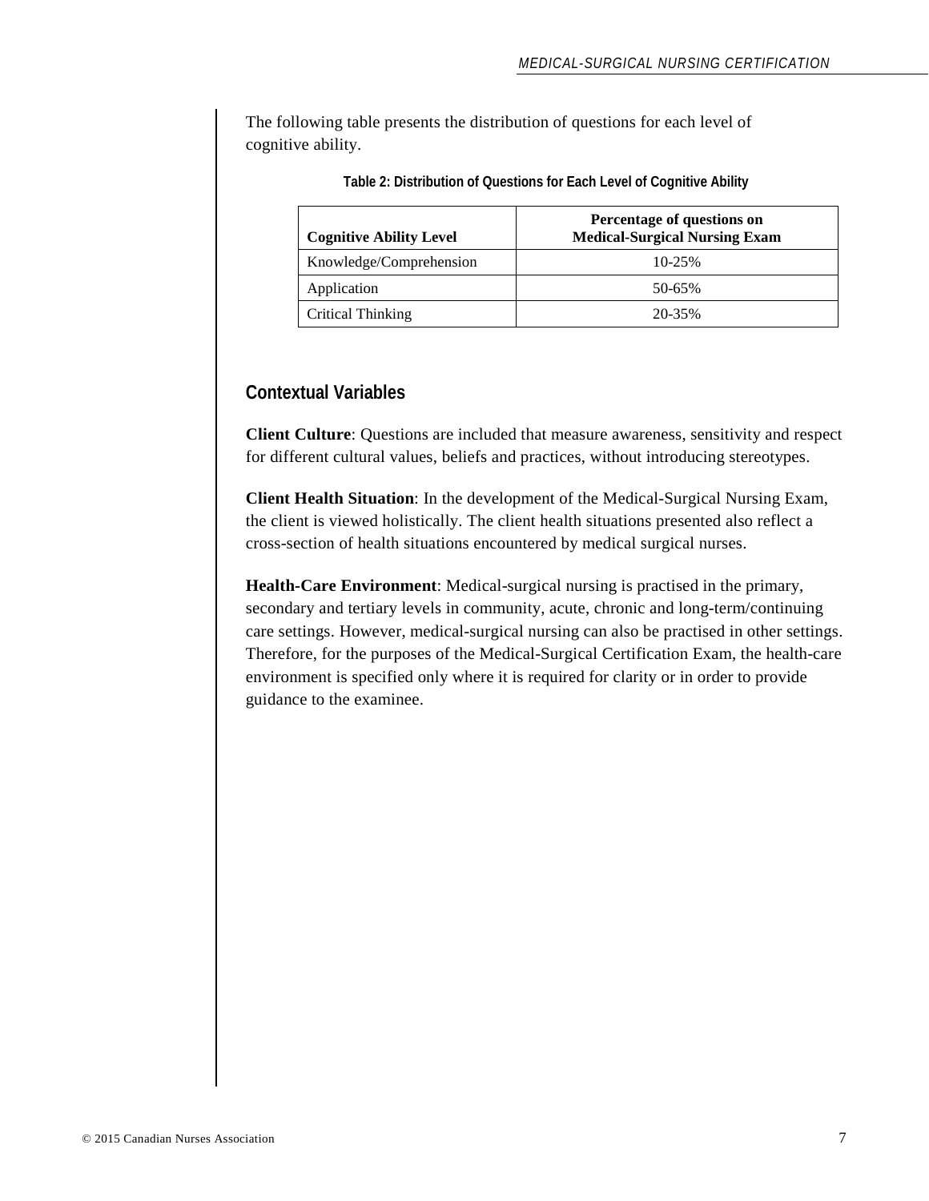The following table presents the distribution of questions for each level of cognitive ability.

**Table 2: Distribution of Questions for Each Level of Cognitive Ability**

| Cognitive Ability Level | Percentage of questions on Medical-Surgical Nursing Exam |
| --- | --- |
| Knowledge/Comprehension | 10-25% |
| Application | 50-65% |
| Critical Thinking | 20-35% |

## Contextual Variables

**Client Culture**: Questions are included that measure awareness, sensitivity and respect for different cultural values, beliefs and practices, without introducing stereotypes.

**Client Health Situation**: In the development of the Medical-Surgical Nursing Exam, the client is viewed holistically. The client health situations presented also reflect a cross-section of health situations encountered by medical surgical nurses.

**Health-Care Environment**: Medical-surgical nursing is practised in the primary, secondary and tertiary levels in community, acute, chronic and long-term/continuing care settings. However, medical-surgical nursing can also be practised in other settings. Therefore, for the purposes of the Medical-Surgical Certification Exam, the health-care environment is specified only where it is required for clarity or in order to provide guidance to the examinee.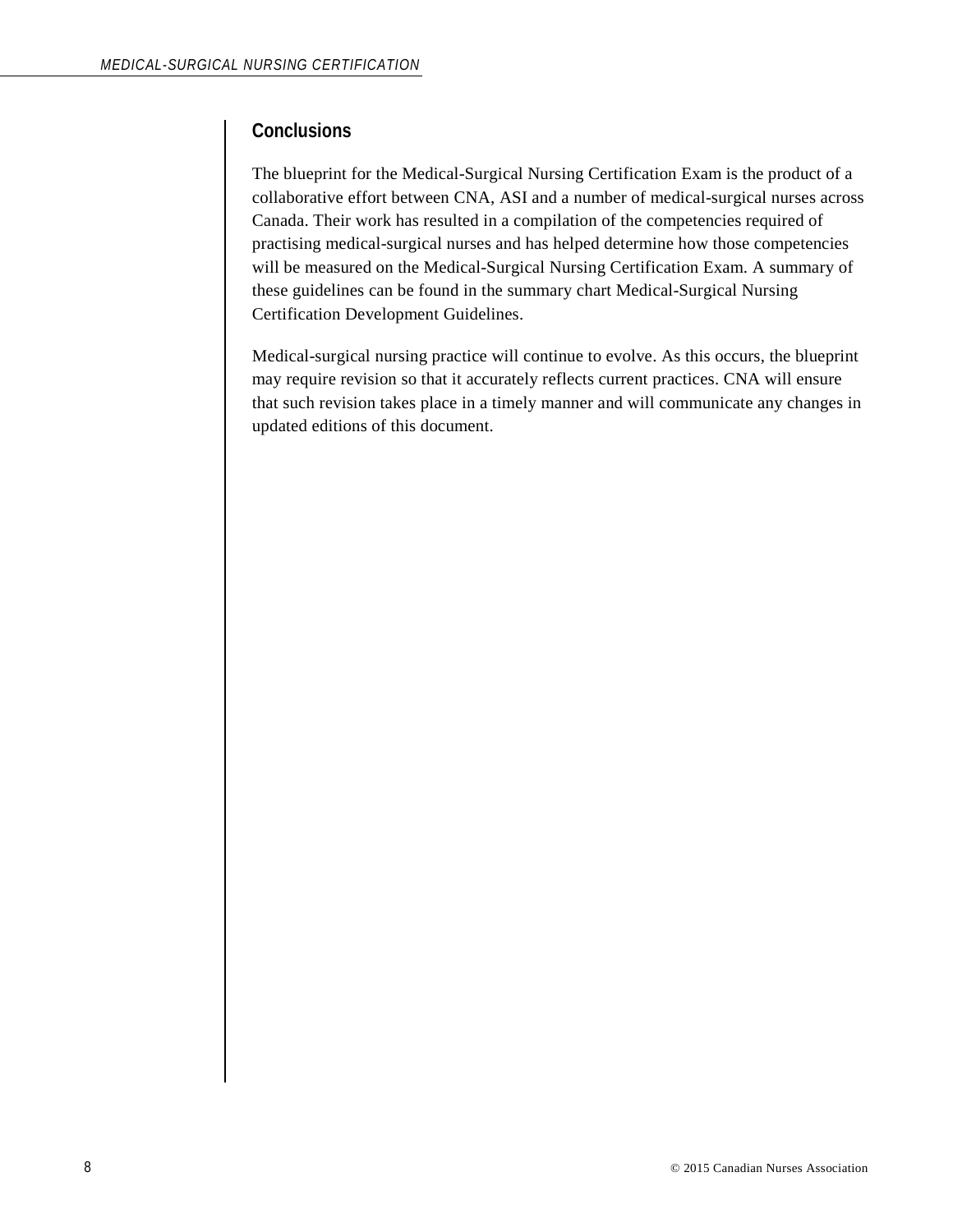## Conclusions

The blueprint for the Medical-Surgical Nursing Certification Exam is the product of a collaborative effort between CNA, ASI and a number of medical-surgical nurses across Canada. Their work has resulted in a compilation of the competencies required of practising medical-surgical nurses and has helped determine how those competencies will be measured on the Medical-Surgical Nursing Certification Exam. A summary of these guidelines can be found in the summary chart Medical-Surgical Nursing Certification Development Guidelines.

Medical-surgical nursing practice will continue to evolve. As this occurs, the blueprint may require revision so that it accurately reflects current practices. CNA will ensure that such revision takes place in a timely manner and will communicate any changes in updated editions of this document.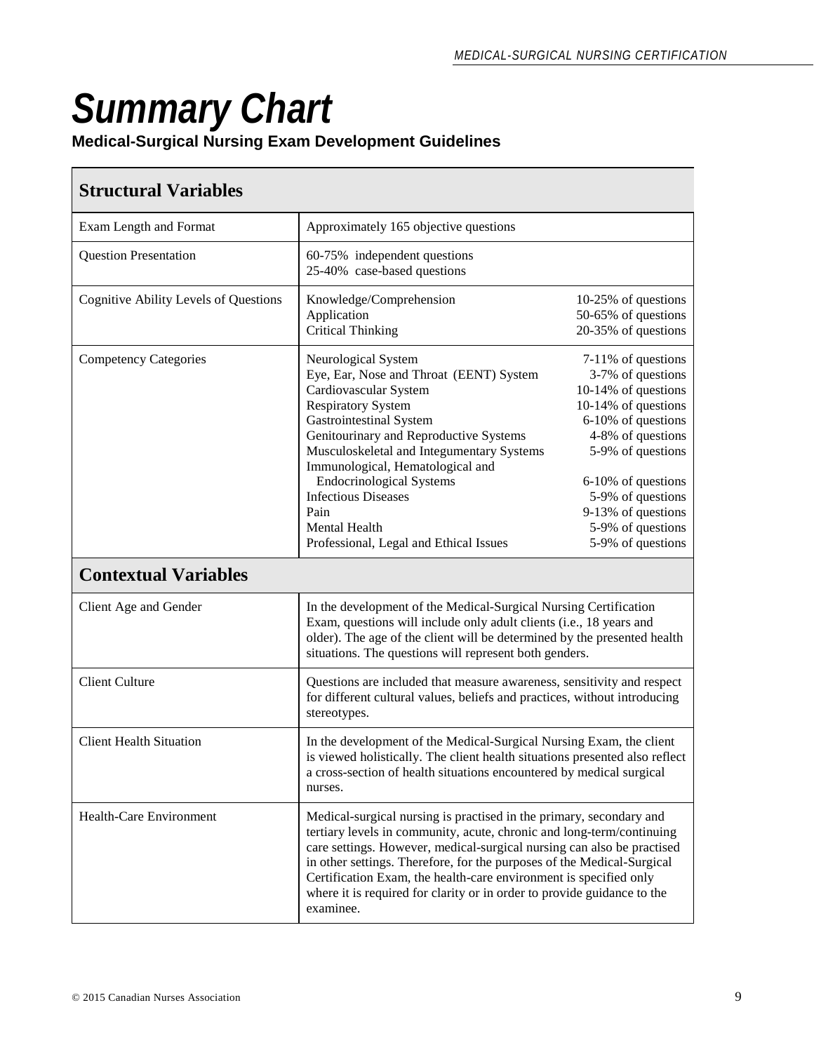# Summary Chart

**Medical-Surgical Nursing Exam Development Guidelines**

| **Structural Variables** | | |
|---|---|---|
| Exam Length and Format | Approximately 165 objective questions | |
| Question Presentation | 60-75% independent questions<br>25-40% case-based questions | |
| Cognitive Ability Levels of Questions | Knowledge/Comprehension<br>Application<br>Critical Thinking | 10-25% of questions<br>50-65% of questions<br>20-35% of questions |
| Competency Categories | Neurological System<br>Eye, Ear, Nose and Throat (EENT) System<br>Cardiovascular System<br>Respiratory System<br>Gastrointestinal System<br>Genitourinary and Reproductive Systems<br>Musculoskeletal and Integumentary Systems<br>Immunological, Hematological and Endocrinological Systems<br>Infectious Diseases<br>Pain<br>Mental Health<br>Professional, Legal and Ethical Issues | 7-11% of questions<br>3-7% of questions<br>10-14% of questions<br>10-14% of questions<br>6-10% of questions<br>4-8% of questions<br>5-9% of questions<br>6-10% of questions<br>5-9% of questions<br>9-13% of questions<br>5-9% of questions<br>5-9% of questions |
| **Contextual Variables** | | |
| Client Age and Gender | In the development of the Medical-Surgical Nursing Certification Exam, questions will include only adult clients (i.e., 18 years and older). The age of the client will be determined by the presented health situations. The questions will represent both genders. | |
| Client Culture | Questions are included that measure awareness, sensitivity and respect for different cultural values, beliefs and practices, without introducing stereotypes. | |
| Client Health Situation | In the development of the Medical-Surgical Nursing Exam, the client is viewed holistically. The client health situations presented also reflect a cross-section of health situations encountered by medical surgical nurses. | |
| Health-Care Environment | Medical-surgical nursing is practised in the primary, secondary and tertiary levels in community, acute, chronic and long-term/continuing care settings. However, medical-surgical nursing can also be practised in other settings. Therefore, for the purposes of the Medical-Surgical Certification Exam, the health-care environment is specified only where it is required for clarity or in order to provide guidance to the examinee. | |

© 2015 Canadian Nurses Association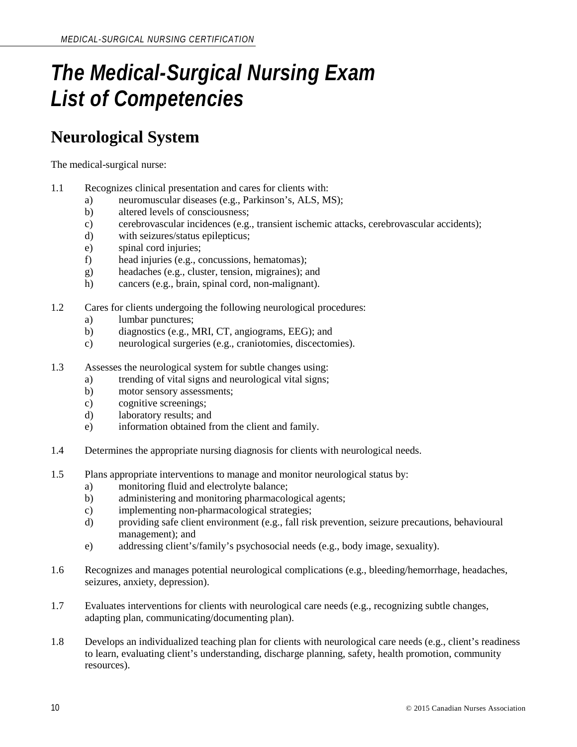# *The Medical-Surgical Nursing Exam List of Competencies*

## Neurological System

The medical-surgical nurse:

1.1 Recognizes clinical presentation and cares for clients with:
   a) neuromuscular diseases (e.g., Parkinson's, ALS, MS);
   b) altered levels of consciousness;
   c) cerebrovascular incidences (e.g., transient ischemic attacks, cerebrovascular accidents);
   d) with seizures/status epilepticus;
   e) spinal cord injuries;
   f) head injuries (e.g., concussions, hematomas);
   g) headaches (e.g., cluster, tension, migraines); and
   h) cancers (e.g., brain, spinal cord, non-malignant).

1.2 Cares for clients undergoing the following neurological procedures:
   a) lumbar punctures;
   b) diagnostics (e.g., MRI, CT, angiograms, EEG); and
   c) neurological surgeries (e.g., craniotomies, discectomies).

1.3 Assesses the neurological system for subtle changes using:
   a) trending of vital signs and neurological vital signs;
   b) motor sensory assessments;
   c) cognitive screenings;
   d) laboratory results; and
   e) information obtained from the client and family.

1.4 Determines the appropriate nursing diagnosis for clients with neurological needs.

1.5 Plans appropriate interventions to manage and monitor neurological status by:
   a) monitoring fluid and electrolyte balance;
   b) administering and monitoring pharmacological agents;
   c) implementing non-pharmacological strategies;
   d) providing safe client environment (e.g., fall risk prevention, seizure precautions, behavioural management); and
   e) addressing client's/family's psychosocial needs (e.g., body image, sexuality).

1.6 Recognizes and manages potential neurological complications (e.g., bleeding/hemorrhage, headaches, seizures, anxiety, depression).

1.7 Evaluates interventions for clients with neurological care needs (e.g., recognizing subtle changes, adapting plan, communicating/documenting plan).

1.8 Develops an individualized teaching plan for clients with neurological care needs (e.g., client's readiness to learn, evaluating client's understanding, discharge planning, safety, health promotion, community resources).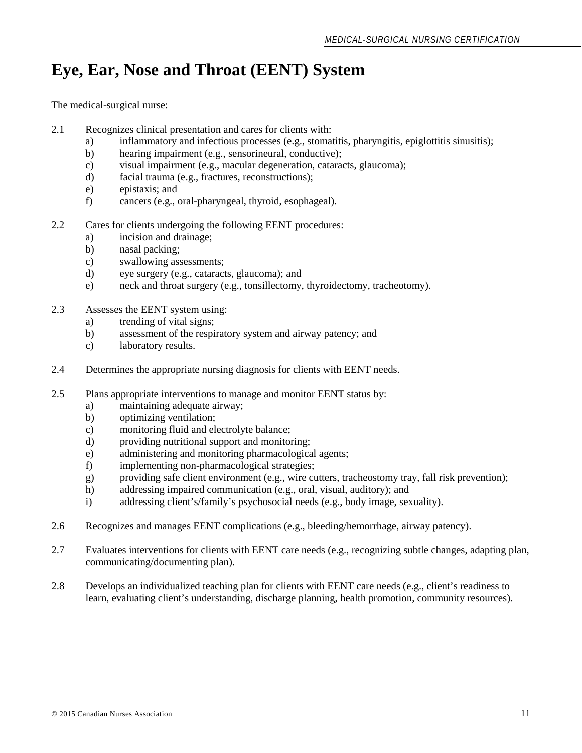# Eye, Ear, Nose and Throat (EENT) System

The medical-surgical nurse:

2.1 Recognizes clinical presentation and cares for clients with:
  a) inflammatory and infectious processes (e.g., stomatitis, pharyngitis, epiglottitis sinusitis);
  b) hearing impairment (e.g., sensorineural, conductive);
  c) visual impairment (e.g., macular degeneration, cataracts, glaucoma);
  d) facial trauma (e.g., fractures, reconstructions);
  e) epistaxis; and
  f) cancers (e.g., oral-pharyngeal, thyroid, esophageal).

2.2 Cares for clients undergoing the following EENT procedures:
  a) incision and drainage;
  b) nasal packing;
  c) swallowing assessments;
  d) eye surgery (e.g., cataracts, glaucoma); and
  e) neck and throat surgery (e.g., tonsillectomy, thyroidectomy, tracheotomy).

2.3 Assesses the EENT system using:
  a) trending of vital signs;
  b) assessment of the respiratory system and airway patency; and
  c) laboratory results.

2.4 Determines the appropriate nursing diagnosis for clients with EENT needs.

2.5 Plans appropriate interventions to manage and monitor EENT status by:
  a) maintaining adequate airway;
  b) optimizing ventilation;
  c) monitoring fluid and electrolyte balance;
  d) providing nutritional support and monitoring;
  e) administering and monitoring pharmacological agents;
  f) implementing non-pharmacological strategies;
  g) providing safe client environment (e.g., wire cutters, tracheostomy tray, fall risk prevention);
  h) addressing impaired communication (e.g., oral, visual, auditory); and
  i) addressing client's/family's psychosocial needs (e.g., body image, sexuality).

2.6 Recognizes and manages EENT complications (e.g., bleeding/hemorrhage, airway patency).

2.7 Evaluates interventions for clients with EENT care needs (e.g., recognizing subtle changes, adapting plan, communicating/documenting plan).

2.8 Develops an individualized teaching plan for clients with EENT care needs (e.g., client's readiness to learn, evaluating client's understanding, discharge planning, health promotion, community resources).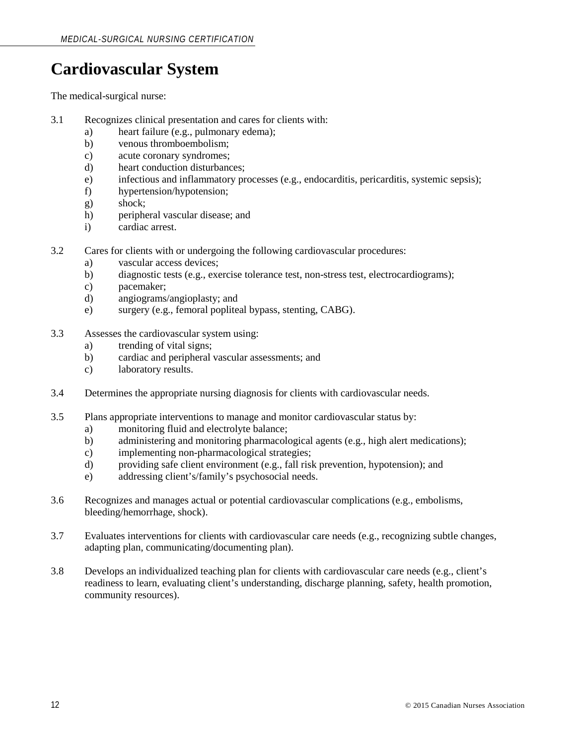# Cardiovascular System

The medical-surgical nurse:

3.1 Recognizes clinical presentation and cares for clients with:
- a) heart failure (e.g., pulmonary edema);
- b) venous thromboembolism;
- c) acute coronary syndromes;
- d) heart conduction disturbances;
- e) infectious and inflammatory processes (e.g., endocarditis, pericarditis, systemic sepsis);
- f) hypertension/hypotension;
- g) shock;
- h) peripheral vascular disease; and
- i) cardiac arrest.

3.2 Cares for clients with or undergoing the following cardiovascular procedures:
- a) vascular access devices;
- b) diagnostic tests (e.g., exercise tolerance test, non-stress test, electrocardiograms);
- c) pacemaker;
- d) angiograms/angioplasty; and
- e) surgery (e.g., femoral popliteal bypass, stenting, CABG).

3.3 Assesses the cardiovascular system using:
- a) trending of vital signs;
- b) cardiac and peripheral vascular assessments; and
- c) laboratory results.

3.4 Determines the appropriate nursing diagnosis for clients with cardiovascular needs.

3.5 Plans appropriate interventions to manage and monitor cardiovascular status by:
- a) monitoring fluid and electrolyte balance;
- b) administering and monitoring pharmacological agents (e.g., high alert medications);
- c) implementing non-pharmacological strategies;
- d) providing safe client environment (e.g., fall risk prevention, hypotension); and
- e) addressing client's/family's psychosocial needs.

3.6 Recognizes and manages actual or potential cardiovascular complications (e.g., embolisms, bleeding/hemorrhage, shock).

3.7 Evaluates interventions for clients with cardiovascular care needs (e.g., recognizing subtle changes, adapting plan, communicating/documenting plan).

3.8 Develops an individualized teaching plan for clients with cardiovascular care needs (e.g., client's readiness to learn, evaluating client's understanding, discharge planning, safety, health promotion, community resources).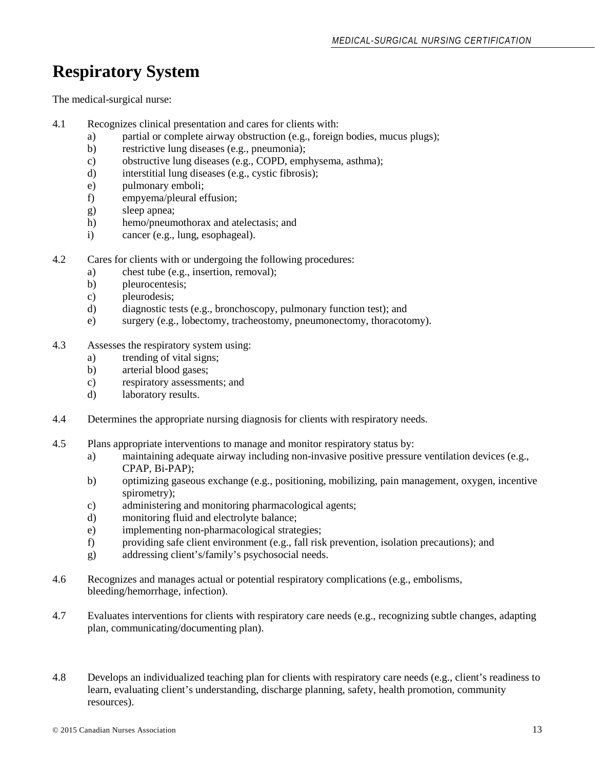# Respiratory System

The medical-surgical nurse:

4.1 Recognizes clinical presentation and cares for clients with:
   - a) partial or complete airway obstruction (e.g., foreign bodies, mucus plugs);
   - b) restrictive lung diseases (e.g., pneumonia);
   - c) obstructive lung diseases (e.g., COPD, emphysema, asthma);
   - d) interstitial lung diseases (e.g., cystic fibrosis);
   - e) pulmonary emboli;
   - f) empyema/pleural effusion;
   - g) sleep apnea;
   - h) hemo/pneumothorax and atelectasis; and
   - i) cancer (e.g., lung, esophageal).

4.2 Cares for clients with or undergoing the following procedures:
   - a) chest tube (e.g., insertion, removal);
   - b) pleurocentesis;
   - c) pleurodesis;
   - d) diagnostic tests (e.g., bronchoscopy, pulmonary function test); and
   - e) surgery (e.g., lobectomy, tracheostomy, pneumonectomy, thoracotomy).

4.3 Assesses the respiratory system using:
   - a) trending of vital signs;
   - b) arterial blood gases;
   - c) respiratory assessments; and
   - d) laboratory results.

4.4 Determines the appropriate nursing diagnosis for clients with respiratory needs.

4.5 Plans appropriate interventions to manage and monitor respiratory status by:
   - a) maintaining adequate airway including non-invasive positive pressure ventilation devices (e.g., CPAP, Bi-PAP);
   - b) optimizing gaseous exchange (e.g., positioning, mobilizing, pain management, oxygen, incentive spirometry);
   - c) administering and monitoring pharmacological agents;
   - d) monitoring fluid and electrolyte balance;
   - e) implementing non-pharmacological strategies;
   - f) providing safe client environment (e.g., fall risk prevention, isolation precautions); and
   - g) addressing client's/family's psychosocial needs.

4.6 Recognizes and manages actual or potential respiratory complications (e.g., embolisms, bleeding/hemorrhage, infection).

4.7 Evaluates interventions for clients with respiratory care needs (e.g., recognizing subtle changes, adapting plan, communicating/documenting plan).

4.8 Develops an individualized teaching plan for clients with respiratory care needs (e.g., client's readiness to learn, evaluating client's understanding, discharge planning, safety, health promotion, community resources).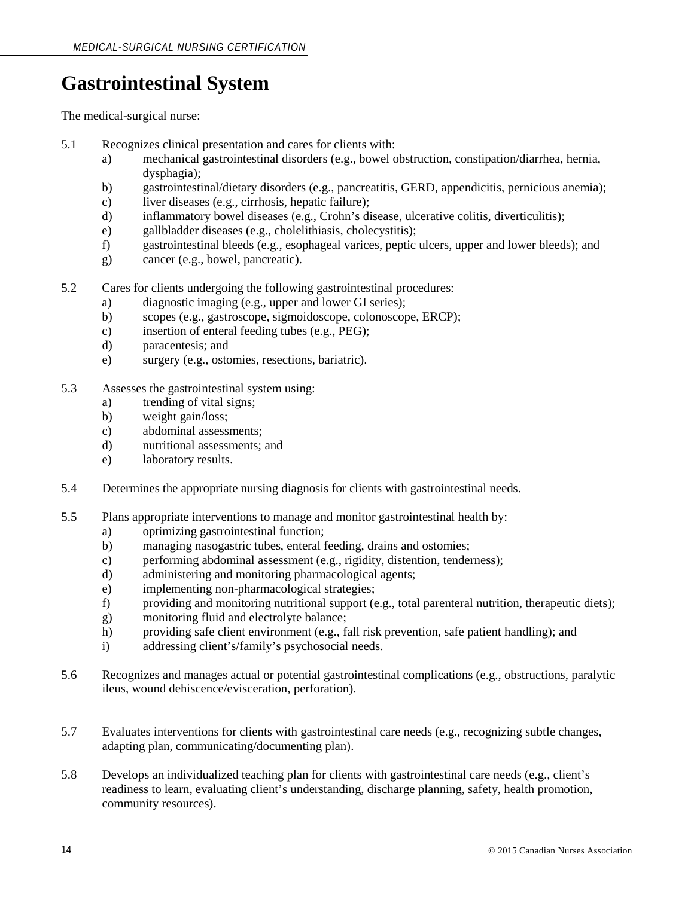# Gastrointestinal System

The medical-surgical nurse:

5.1 Recognizes clinical presentation and cares for clients with:
   a) mechanical gastrointestinal disorders (e.g., bowel obstruction, constipation/diarrhea, hernia, dysphagia);
   b) gastrointestinal/dietary disorders (e.g., pancreatitis, GERD, appendicitis, pernicious anemia);
   c) liver diseases (e.g., cirrhosis, hepatic failure);
   d) inflammatory bowel diseases (e.g., Crohn's disease, ulcerative colitis, diverticulitis);
   e) gallbladder diseases (e.g., cholelithiasis, cholecystitis);
   f) gastrointestinal bleeds (e.g., esophageal varices, peptic ulcers, upper and lower bleeds); and
   g) cancer (e.g., bowel, pancreatic).

5.2 Cares for clients undergoing the following gastrointestinal procedures:
   a) diagnostic imaging (e.g., upper and lower GI series);
   b) scopes (e.g., gastroscope, sigmoidoscope, colonoscope, ERCP);
   c) insertion of enteral feeding tubes (e.g., PEG);
   d) paracentesis; and
   e) surgery (e.g., ostomies, resections, bariatric).

5.3 Assesses the gastrointestinal system using:
   a) trending of vital signs;
   b) weight gain/loss;
   c) abdominal assessments;
   d) nutritional assessments; and
   e) laboratory results.

5.4 Determines the appropriate nursing diagnosis for clients with gastrointestinal needs.

5.5 Plans appropriate interventions to manage and monitor gastrointestinal health by:
   a) optimizing gastrointestinal function;
   b) managing nasogastric tubes, enteral feeding, drains and ostomies;
   c) performing abdominal assessment (e.g., rigidity, distention, tenderness);
   d) administering and monitoring pharmacological agents;
   e) implementing non-pharmacological strategies;
   f) providing and monitoring nutritional support (e.g., total parenteral nutrition, therapeutic diets);
   g) monitoring fluid and electrolyte balance;
   h) providing safe client environment (e.g., fall risk prevention, safe patient handling); and
   i) addressing client's/family's psychosocial needs.

5.6 Recognizes and manages actual or potential gastrointestinal complications (e.g., obstructions, paralytic ileus, wound dehiscence/evisceration, perforation).

5.7 Evaluates interventions for clients with gastrointestinal care needs (e.g., recognizing subtle changes, adapting plan, communicating/documenting plan).

5.8 Develops an individualized teaching plan for clients with gastrointestinal care needs (e.g., client's readiness to learn, evaluating client's understanding, discharge planning, safety, health promotion, community resources).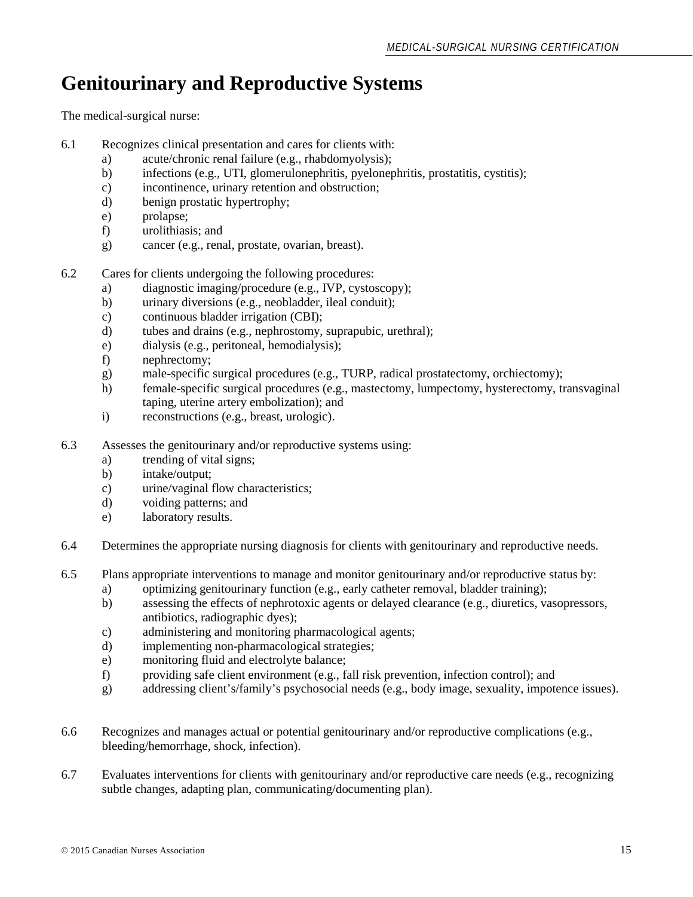# Genitourinary and Reproductive Systems

The medical-surgical nurse:

6.1 Recognizes clinical presentation and cares for clients with:

- a) acute/chronic renal failure (e.g., rhabdomyolysis);
- b) infections (e.g., UTI, glomerulonephritis, pyelonephritis, prostatitis, cystitis);
- c) incontinence, urinary retention and obstruction;
- d) benign prostatic hypertrophy;
- e) prolapse;
- f) urolithiasis; and
- g) cancer (e.g., renal, prostate, ovarian, breast).

6.2 Cares for clients undergoing the following procedures:

- a) diagnostic imaging/procedure (e.g., IVP, cystoscopy);
- b) urinary diversions (e.g., neobladder, ileal conduit);
- c) continuous bladder irrigation (CBI);
- d) tubes and drains (e.g., nephrostomy, suprapubic, urethral);
- e) dialysis (e.g., peritoneal, hemodialysis);
- f) nephrectomy;
- g) male-specific surgical procedures (e.g., TURP, radical prostatectomy, orchiectomy);
- h) female-specific surgical procedures (e.g., mastectomy, lumpectomy, hysterectomy, transvaginal taping, uterine artery embolization); and
- i) reconstructions (e.g., breast, urologic).

6.3 Assesses the genitourinary and/or reproductive systems using:

- a) trending of vital signs;
- b) intake/output;
- c) urine/vaginal flow characteristics;
- d) voiding patterns; and
- e) laboratory results.

6.4 Determines the appropriate nursing diagnosis for clients with genitourinary and reproductive needs.

6.5 Plans appropriate interventions to manage and monitor genitourinary and/or reproductive status by:

- a) optimizing genitourinary function (e.g., early catheter removal, bladder training);
- b) assessing the effects of nephrotoxic agents or delayed clearance (e.g., diuretics, vasopressors, antibiotics, radiographic dyes);
- c) administering and monitoring pharmacological agents;
- d) implementing non-pharmacological strategies;
- e) monitoring fluid and electrolyte balance;
- f) providing safe client environment (e.g., fall risk prevention, infection control); and
- g) addressing client's/family's psychosocial needs (e.g., body image, sexuality, impotence issues).

6.6 Recognizes and manages actual or potential genitourinary and/or reproductive complications (e.g., bleeding/hemorrhage, shock, infection).

6.7 Evaluates interventions for clients with genitourinary and/or reproductive care needs (e.g., recognizing subtle changes, adapting plan, communicating/documenting plan).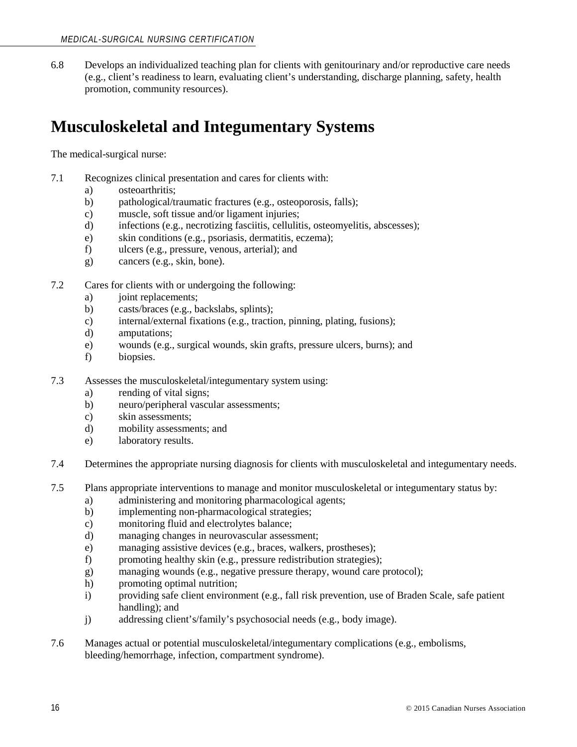6.8 Develops an individualized teaching plan for clients with genitourinary and/or reproductive care needs (e.g., client's readiness to learn, evaluating client's understanding, discharge planning, safety, health promotion, community resources).

# Musculoskeletal and Integumentary Systems

The medical-surgical nurse:

7.1 Recognizes clinical presentation and cares for clients with:

- a) osteoarthritis;
- b) pathological/traumatic fractures (e.g., osteoporosis, falls);
- c) muscle, soft tissue and/or ligament injuries;
- d) infections (e.g., necrotizing fasciitis, cellulitis, osteomyelitis, abscesses);
- e) skin conditions (e.g., psoriasis, dermatitis, eczema);
- f) ulcers (e.g., pressure, venous, arterial); and
- g) cancers (e.g., skin, bone).

7.2 Cares for clients with or undergoing the following:

- a) joint replacements;
- b) casts/braces (e.g., backslabs, splints);
- c) internal/external fixations (e.g., traction, pinning, plating, fusions);
- d) amputations;
- e) wounds (e.g., surgical wounds, skin grafts, pressure ulcers, burns); and
- f) biopsies.

7.3 Assesses the musculoskeletal/integumentary system using:

- a) rending of vital signs;
- b) neuro/peripheral vascular assessments;
- c) skin assessments;
- d) mobility assessments; and
- e) laboratory results.

7.4 Determines the appropriate nursing diagnosis for clients with musculoskeletal and integumentary needs.

7.5 Plans appropriate interventions to manage and monitor musculoskeletal or integumentary status by:

- a) administering and monitoring pharmacological agents;
- b) implementing non-pharmacological strategies;
- c) monitoring fluid and electrolytes balance;
- d) managing changes in neurovascular assessment;
- e) managing assistive devices (e.g., braces, walkers, prostheses);
- f) promoting healthy skin (e.g., pressure redistribution strategies);
- g) managing wounds (e.g., negative pressure therapy, wound care protocol);
- h) promoting optimal nutrition;
- i) providing safe client environment (e.g., fall risk prevention, use of Braden Scale, safe patient handling); and
- j) addressing client's/family's psychosocial needs (e.g., body image).

7.6 Manages actual or potential musculoskeletal/integumentary complications (e.g., embolisms, bleeding/hemorrhage, infection, compartment syndrome).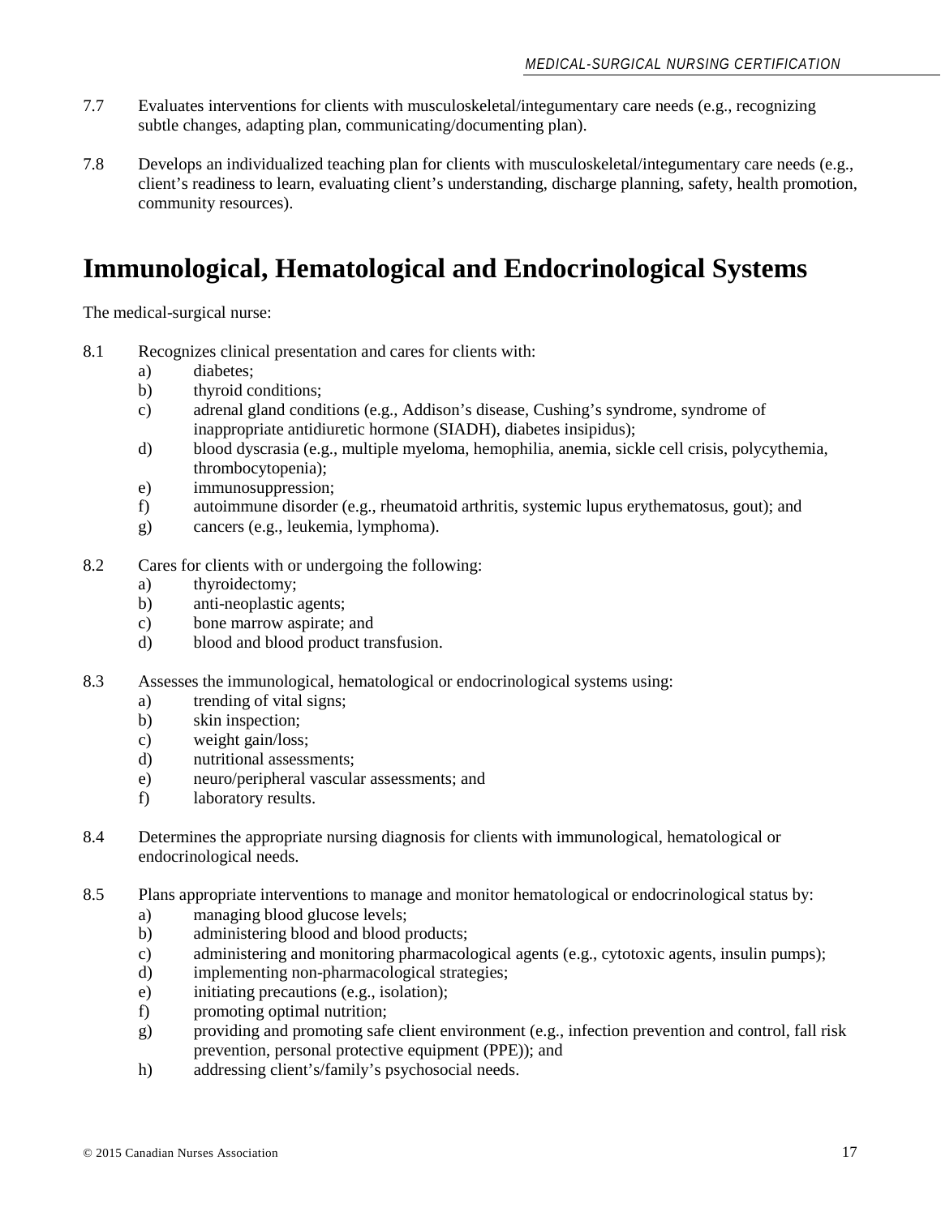7.7 Evaluates interventions for clients with musculoskeletal/integumentary care needs (e.g., recognizing subtle changes, adapting plan, communicating/documenting plan).

7.8 Develops an individualized teaching plan for clients with musculoskeletal/integumentary care needs (e.g., client's readiness to learn, evaluating client's understanding, discharge planning, safety, health promotion, community resources).

# Immunological, Hematological and Endocrinological Systems

The medical-surgical nurse:

8.1 Recognizes clinical presentation and cares for clients with:

- a) diabetes;
- b) thyroid conditions;
- c) adrenal gland conditions (e.g., Addison's disease, Cushing's syndrome, syndrome of inappropriate antidiuretic hormone (SIADH), diabetes insipidus);
- d) blood dyscrasia (e.g., multiple myeloma, hemophilia, anemia, sickle cell crisis, polycythemia, thrombocytopenia);
- e) immunosuppression;
- f) autoimmune disorder (e.g., rheumatoid arthritis, systemic lupus erythematosus, gout); and
- g) cancers (e.g., leukemia, lymphoma).

8.2 Cares for clients with or undergoing the following:

- a) thyroidectomy;
- b) anti-neoplastic agents;
- c) bone marrow aspirate; and
- d) blood and blood product transfusion.

8.3 Assesses the immunological, hematological or endocrinological systems using:

- a) trending of vital signs;
- b) skin inspection;
- c) weight gain/loss;
- d) nutritional assessments;
- e) neuro/peripheral vascular assessments; and
- f) laboratory results.

8.4 Determines the appropriate nursing diagnosis for clients with immunological, hematological or endocrinological needs.

8.5 Plans appropriate interventions to manage and monitor hematological or endocrinological status by:

- a) managing blood glucose levels;
- b) administering blood and blood products;
- c) administering and monitoring pharmacological agents (e.g., cytotoxic agents, insulin pumps);
- d) implementing non-pharmacological strategies;
- e) initiating precautions (e.g., isolation);
- f) promoting optimal nutrition;
- g) providing and promoting safe client environment (e.g., infection prevention and control, fall risk prevention, personal protective equipment (PPE)); and
- h) addressing client's/family's psychosocial needs.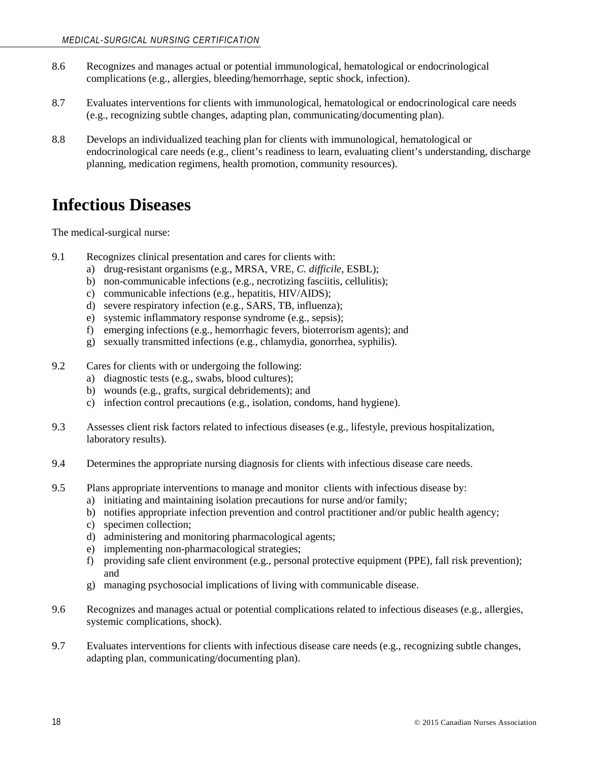8.6 Recognizes and manages actual or potential immunological, hematological or endocrinological complications (e.g., allergies, bleeding/hemorrhage, septic shock, infection).

8.7 Evaluates interventions for clients with immunological, hematological or endocrinological care needs (e.g., recognizing subtle changes, adapting plan, communicating/documenting plan).

8.8 Develops an individualized teaching plan for clients with immunological, hematological or endocrinological care needs (e.g., client's readiness to learn, evaluating client's understanding, discharge planning, medication regimens, health promotion, community resources).

# Infectious Diseases

The medical-surgical nurse:

9.1 Recognizes clinical presentation and cares for clients with:
   a) drug-resistant organisms (e.g., MRSA, VRE, *C. difficile*, ESBL);
   b) non-communicable infections (e.g., necrotizing fasciitis, cellulitis);
   c) communicable infections (e.g., hepatitis, HIV/AIDS);
   d) severe respiratory infection (e.g., SARS, TB, influenza);
   e) systemic inflammatory response syndrome (e.g., sepsis);
   f) emerging infections (e.g., hemorrhagic fevers, bioterrorism agents); and
   g) sexually transmitted infections (e.g., chlamydia, gonorrhea, syphilis).

9.2 Cares for clients with or undergoing the following:
   a) diagnostic tests (e.g., swabs, blood cultures);
   b) wounds (e.g., grafts, surgical debridements); and
   c) infection control precautions (e.g., isolation, condoms, hand hygiene).

9.3 Assesses client risk factors related to infectious diseases (e.g., lifestyle, previous hospitalization, laboratory results).

9.4 Determines the appropriate nursing diagnosis for clients with infectious disease care needs.

9.5 Plans appropriate interventions to manage and monitor clients with infectious disease by:
   a) initiating and maintaining isolation precautions for nurse and/or family;
   b) notifies appropriate infection prevention and control practitioner and/or public health agency;
   c) specimen collection;
   d) administering and monitoring pharmacological agents;
   e) implementing non-pharmacological strategies;
   f) providing safe client environment (e.g., personal protective equipment (PPE), fall risk prevention); and
   g) managing psychosocial implications of living with communicable disease.

9.6 Recognizes and manages actual or potential complications related to infectious diseases (e.g., allergies, systemic complications, shock).

9.7 Evaluates interventions for clients with infectious disease care needs (e.g., recognizing subtle changes, adapting plan, communicating/documenting plan).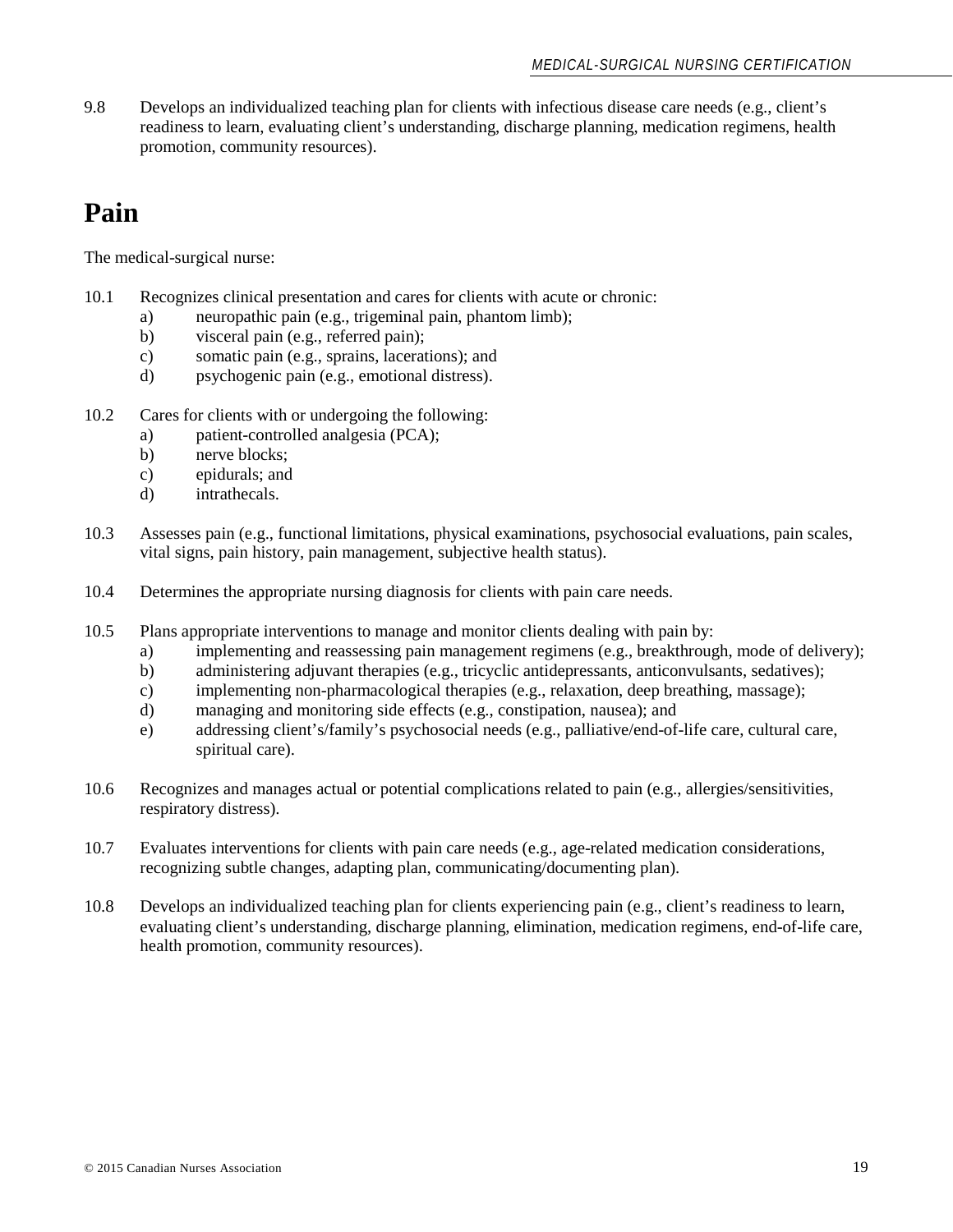9.8 Develops an individualized teaching plan for clients with infectious disease care needs (e.g., client's readiness to learn, evaluating client's understanding, discharge planning, medication regimens, health promotion, community resources).

# Pain

The medical-surgical nurse:

10.1 Recognizes clinical presentation and cares for clients with acute or chronic:
  a) neuropathic pain (e.g., trigeminal pain, phantom limb);
  b) visceral pain (e.g., referred pain);
  c) somatic pain (e.g., sprains, lacerations); and
  d) psychogenic pain (e.g., emotional distress).

10.2 Cares for clients with or undergoing the following:
  a) patient-controlled analgesia (PCA);
  b) nerve blocks;
  c) epidurals; and
  d) intrathecals.

10.3 Assesses pain (e.g., functional limitations, physical examinations, psychosocial evaluations, pain scales, vital signs, pain history, pain management, subjective health status).

10.4 Determines the appropriate nursing diagnosis for clients with pain care needs.

10.5 Plans appropriate interventions to manage and monitor clients dealing with pain by:
  a) implementing and reassessing pain management regimens (e.g., breakthrough, mode of delivery);
  b) administering adjuvant therapies (e.g., tricyclic antidepressants, anticonvulsants, sedatives);
  c) implementing non-pharmacological therapies (e.g., relaxation, deep breathing, massage);
  d) managing and monitoring side effects (e.g., constipation, nausea); and
  e) addressing client's/family's psychosocial needs (e.g., palliative/end-of-life care, cultural care, spiritual care).

10.6 Recognizes and manages actual or potential complications related to pain (e.g., allergies/sensitivities, respiratory distress).

10.7 Evaluates interventions for clients with pain care needs (e.g., age-related medication considerations, recognizing subtle changes, adapting plan, communicating/documenting plan).

10.8 Develops an individualized teaching plan for clients experiencing pain (e.g., client's readiness to learn, evaluating client's understanding, discharge planning, elimination, medication regimens, end-of-life care, health promotion, community resources).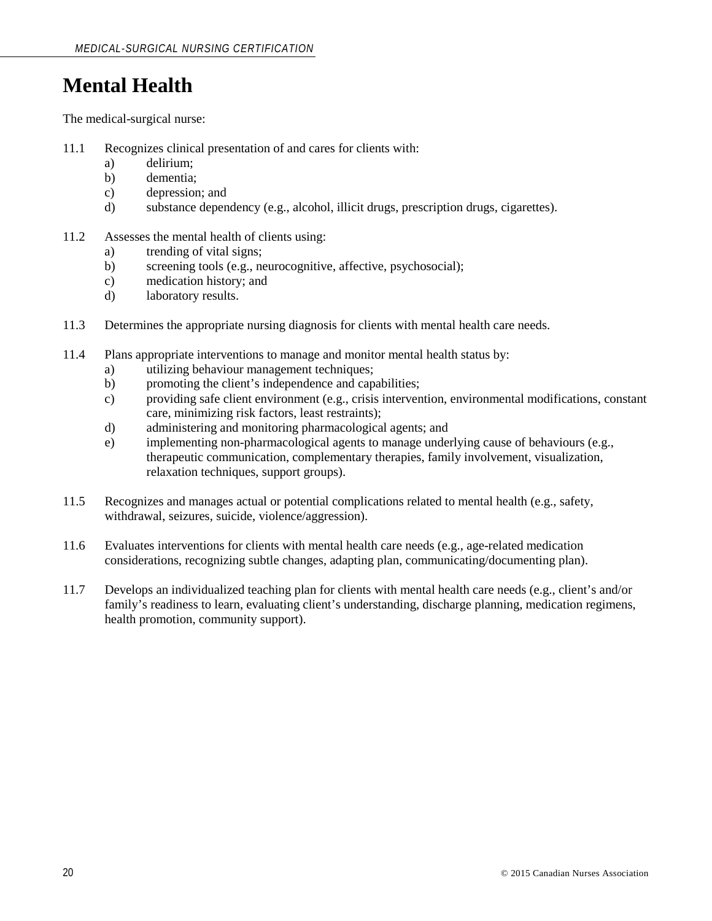# Mental Health

The medical-surgical nurse:

11.1 Recognizes clinical presentation of and cares for clients with:
   a) delirium;
   b) dementia;
   c) depression; and
   d) substance dependency (e.g., alcohol, illicit drugs, prescription drugs, cigarettes).

11.2 Assesses the mental health of clients using:
   a) trending of vital signs;
   b) screening tools (e.g., neurocognitive, affective, psychosocial);
   c) medication history; and
   d) laboratory results.

11.3 Determines the appropriate nursing diagnosis for clients with mental health care needs.

11.4 Plans appropriate interventions to manage and monitor mental health status by:
   a) utilizing behaviour management techniques;
   b) promoting the client's independence and capabilities;
   c) providing safe client environment (e.g., crisis intervention, environmental modifications, constant care, minimizing risk factors, least restraints);
   d) administering and monitoring pharmacological agents; and
   e) implementing non-pharmacological agents to manage underlying cause of behaviours (e.g., therapeutic communication, complementary therapies, family involvement, visualization, relaxation techniques, support groups).

11.5 Recognizes and manages actual or potential complications related to mental health (e.g., safety, withdrawal, seizures, suicide, violence/aggression).

11.6 Evaluates interventions for clients with mental health care needs (e.g., age-related medication considerations, recognizing subtle changes, adapting plan, communicating/documenting plan).

11.7 Develops an individualized teaching plan for clients with mental health care needs (e.g., client's and/or family's readiness to learn, evaluating client's understanding, discharge planning, medication regimens, health promotion, community support).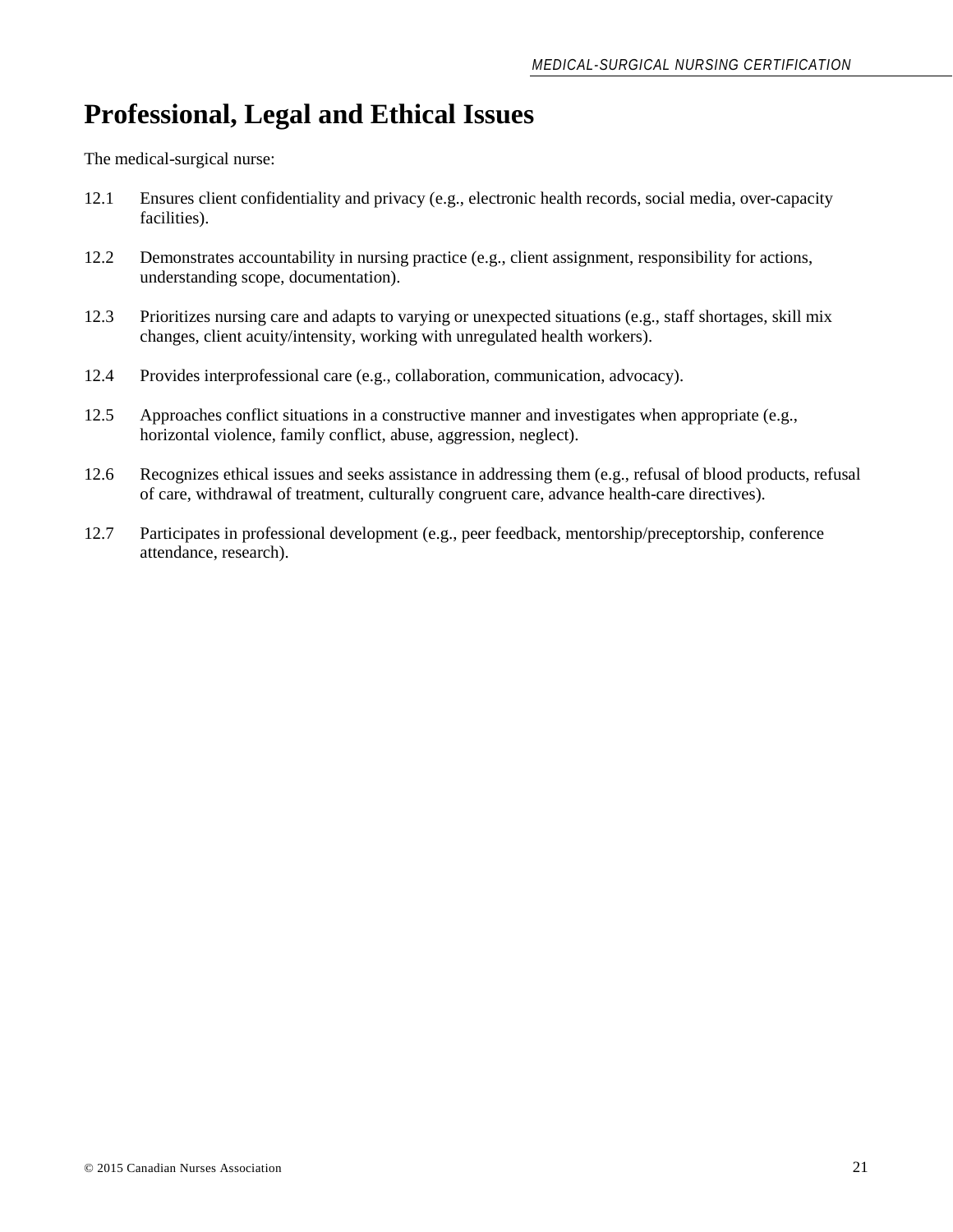# Professional, Legal and Ethical Issues

The medical-surgical nurse:

12.1 Ensures client confidentiality and privacy (e.g., electronic health records, social media, over-capacity facilities).

12.2 Demonstrates accountability in nursing practice (e.g., client assignment, responsibility for actions, understanding scope, documentation).

12.3 Prioritizes nursing care and adapts to varying or unexpected situations (e.g., staff shortages, skill mix changes, client acuity/intensity, working with unregulated health workers).

12.4 Provides interprofessional care (e.g., collaboration, communication, advocacy).

12.5 Approaches conflict situations in a constructive manner and investigates when appropriate (e.g., horizontal violence, family conflict, abuse, aggression, neglect).

12.6 Recognizes ethical issues and seeks assistance in addressing them (e.g., refusal of blood products, refusal of care, withdrawal of treatment, culturally congruent care, advance health-care directives).

12.7 Participates in professional development (e.g., peer feedback, mentorship/preceptorship, conference attendance, research).